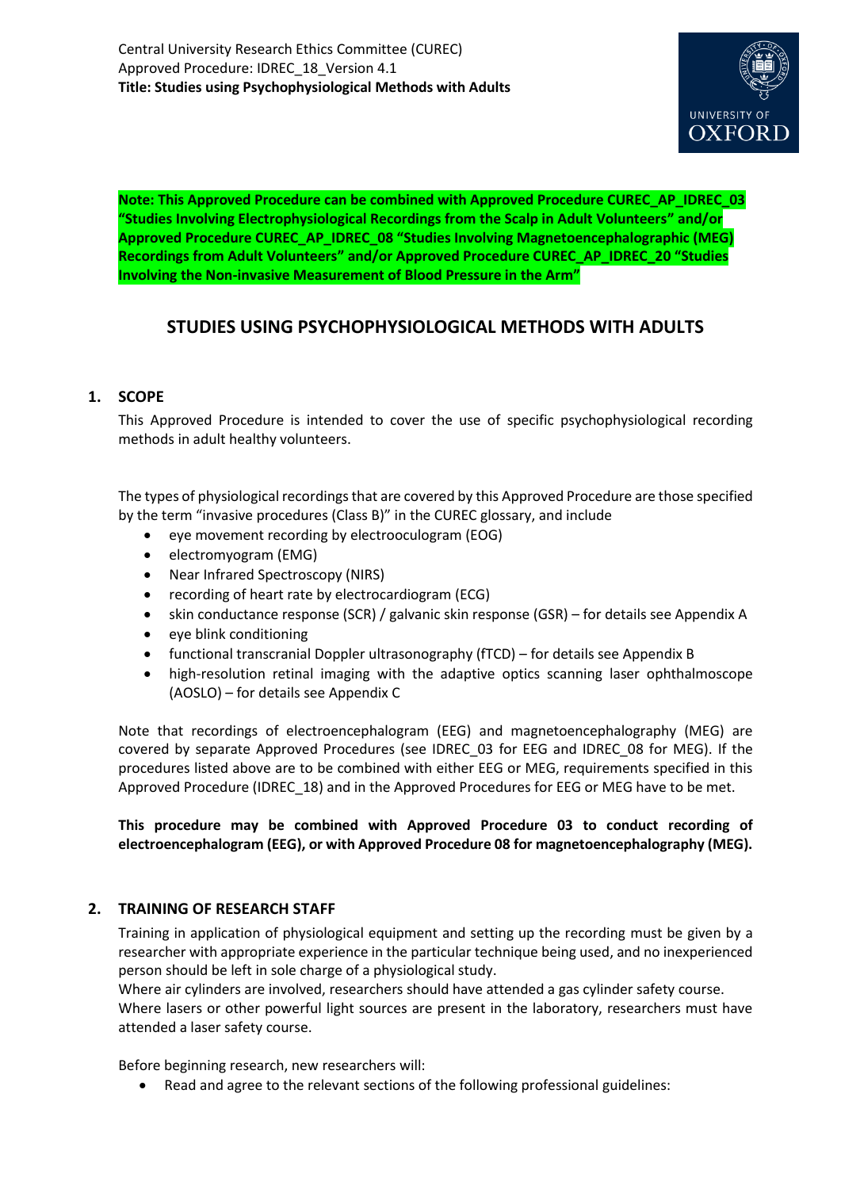Central University Research Ethics Committee (CUREC)
Approved Procedure: IDREC_18_Version 4.1
**Title: Studies using Psychophysiological Methods with Adults**

**Note: This Approved Procedure can be combined with Approved Procedure CUREC_AP_IDREC_03 "Studies Involving Electrophysiological Recordings from the Scalp in Adult Volunteers" and/or Approved Procedure CUREC_AP_IDREC_08 "Studies Involving Magnetoencephalographic (MEG) Recordings from Adult Volunteers" and/or Approved Procedure CUREC_AP_IDREC_20 "Studies Involving the Non-invasive Measurement of Blood Pressure in the Arm"**

# STUDIES USING PSYCHOPHYSIOLOGICAL METHODS WITH ADULTS

## 1. SCOPE

This Approved Procedure is intended to cover the use of specific psychophysiological recording methods in adult healthy volunteers.

The types of physiological recordings that are covered by this Approved Procedure are those specified by the term "invasive procedures (Class B)" in the CUREC glossary, and include

- eye movement recording by electrooculogram (EOG)
- electromyogram (EMG)
- Near Infrared Spectroscopy (NIRS)
- recording of heart rate by electrocardiogram (ECG)
- skin conductance response (SCR) / galvanic skin response (GSR) – for details see Appendix A
- eye blink conditioning
- functional transcranial Doppler ultrasonography (fTCD) – for details see Appendix B
- high-resolution retinal imaging with the adaptive optics scanning laser ophthalmoscope (AOSLO) – for details see Appendix C

Note that recordings of electroencephalogram (EEG) and magnetoencephalography (MEG) are covered by separate Approved Procedures (see IDREC_03 for EEG and IDREC_08 for MEG). If the procedures listed above are to be combined with either EEG or MEG, requirements specified in this Approved Procedure (IDREC_18) and in the Approved Procedures for EEG or MEG have to be met.

**This procedure may be combined with Approved Procedure 03 to conduct recording of electroencephalogram (EEG), or with Approved Procedure 08 for magnetoencephalography (MEG).**

## 2. TRAINING OF RESEARCH STAFF

Training in application of physiological equipment and setting up the recording must be given by a researcher with appropriate experience in the particular technique being used, and no inexperienced person should be left in sole charge of a physiological study.

Where air cylinders are involved, researchers should have attended a gas cylinder safety course.

Where lasers or other powerful light sources are present in the laboratory, researchers must have attended a laser safety course.

Before beginning research, new researchers will:

- Read and agree to the relevant sections of the following professional guidelines: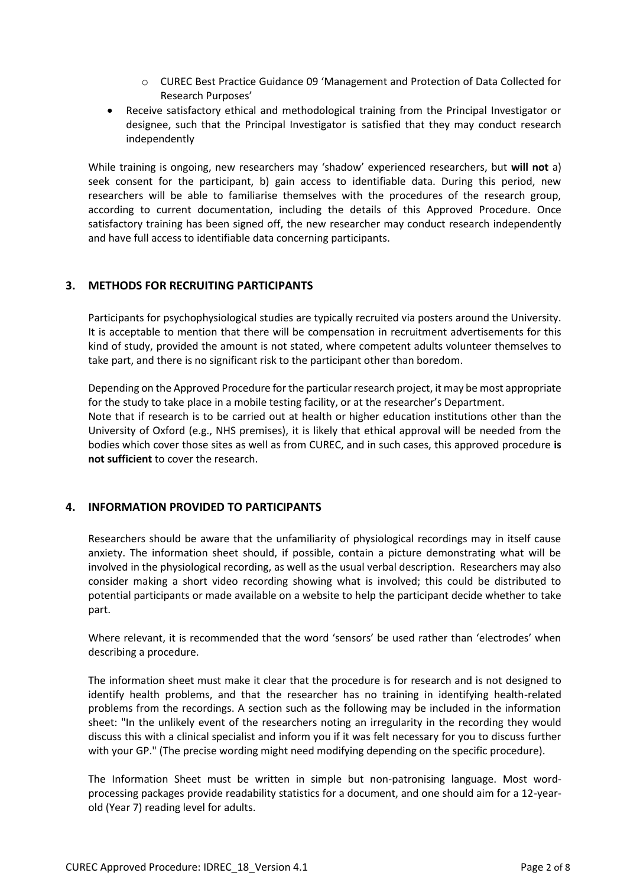- CUREC Best Practice Guidance 09 'Management and Protection of Data Collected for Research Purposes'
- Receive satisfactory ethical and methodological training from the Principal Investigator or designee, such that the Principal Investigator is satisfied that they may conduct research independently

While training is ongoing, new researchers may 'shadow' experienced researchers, but **will not** a) seek consent for the participant, b) gain access to identifiable data. During this period, new researchers will be able to familiarise themselves with the procedures of the research group, according to current documentation, including the details of this Approved Procedure. Once satisfactory training has been signed off, the new researcher may conduct research independently and have full access to identifiable data concerning participants.

## 3. METHODS FOR RECRUITING PARTICIPANTS

Participants for psychophysiological studies are typically recruited via posters around the University. It is acceptable to mention that there will be compensation in recruitment advertisements for this kind of study, provided the amount is not stated, where competent adults volunteer themselves to take part, and there is no significant risk to the participant other than boredom.

Depending on the Approved Procedure for the particular research project, it may be most appropriate for the study to take place in a mobile testing facility, or at the researcher's Department.
Note that if research is to be carried out at health or higher education institutions other than the University of Oxford (e.g., NHS premises), it is likely that ethical approval will be needed from the bodies which cover those sites as well as from CUREC, and in such cases, this approved procedure **is not sufficient** to cover the research.

## 4. INFORMATION PROVIDED TO PARTICIPANTS

Researchers should be aware that the unfamiliarity of physiological recordings may in itself cause anxiety. The information sheet should, if possible, contain a picture demonstrating what will be involved in the physiological recording, as well as the usual verbal description. Researchers may also consider making a short video recording showing what is involved; this could be distributed to potential participants or made available on a website to help the participant decide whether to take part.

Where relevant, it is recommended that the word 'sensors' be used rather than 'electrodes' when describing a procedure.

The information sheet must make it clear that the procedure is for research and is not designed to identify health problems, and that the researcher has no training in identifying health-related problems from the recordings. A section such as the following may be included in the information sheet: "In the unlikely event of the researchers noting an irregularity in the recording they would discuss this with a clinical specialist and inform you if it was felt necessary for you to discuss further with your GP." (The precise wording might need modifying depending on the specific procedure).

The Information Sheet must be written in simple but non-patronising language. Most word-processing packages provide readability statistics for a document, and one should aim for a 12-year-old (Year 7) reading level for adults.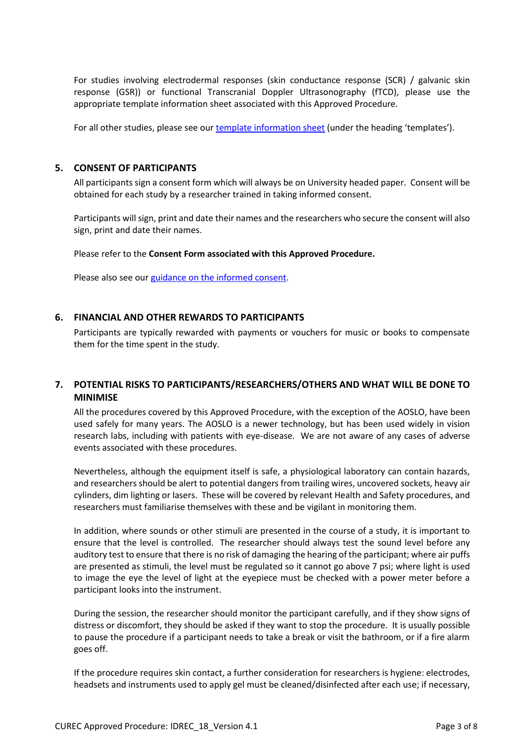For studies involving electrodermal responses (skin conductance response (SCR) / galvanic skin response (GSR)) or functional Transcranial Doppler Ultrasonography (fTCD), please use the appropriate template information sheet associated with this Approved Procedure.

For all other studies, please see our template information sheet (under the heading 'templates').

## 5. CONSENT OF PARTICIPANTS

All participants sign a consent form which will always be on University headed paper. Consent will be obtained for each study by a researcher trained in taking informed consent.

Participants will sign, print and date their names and the researchers who secure the consent will also sign, print and date their names.

Please refer to the **Consent Form associated with this Approved Procedure.**

Please also see our guidance on the informed consent.

## 6. FINANCIAL AND OTHER REWARDS TO PARTICIPANTS

Participants are typically rewarded with payments or vouchers for music or books to compensate them for the time spent in the study.

## 7. POTENTIAL RISKS TO PARTICIPANTS/RESEARCHERS/OTHERS AND WHAT WILL BE DONE TO MINIMISE

All the procedures covered by this Approved Procedure, with the exception of the AOSLO, have been used safely for many years. The AOSLO is a newer technology, but has been used widely in vision research labs, including with patients with eye-disease. We are not aware of any cases of adverse events associated with these procedures.

Nevertheless, although the equipment itself is safe, a physiological laboratory can contain hazards, and researchers should be alert to potential dangers from trailing wires, uncovered sockets, heavy air cylinders, dim lighting or lasers. These will be covered by relevant Health and Safety procedures, and researchers must familiarise themselves with these and be vigilant in monitoring them.

In addition, where sounds or other stimuli are presented in the course of a study, it is important to ensure that the level is controlled. The researcher should always test the sound level before any auditory test to ensure that there is no risk of damaging the hearing of the participant; where air puffs are presented as stimuli, the level must be regulated so it cannot go above 7 psi; where light is used to image the eye the level of light at the eyepiece must be checked with a power meter before a participant looks into the instrument.

During the session, the researcher should monitor the participant carefully, and if they show signs of distress or discomfort, they should be asked if they want to stop the procedure. It is usually possible to pause the procedure if a participant needs to take a break or visit the bathroom, or if a fire alarm goes off.

If the procedure requires skin contact, a further consideration for researchers is hygiene: electrodes, headsets and instruments used to apply gel must be cleaned/disinfected after each use; if necessary,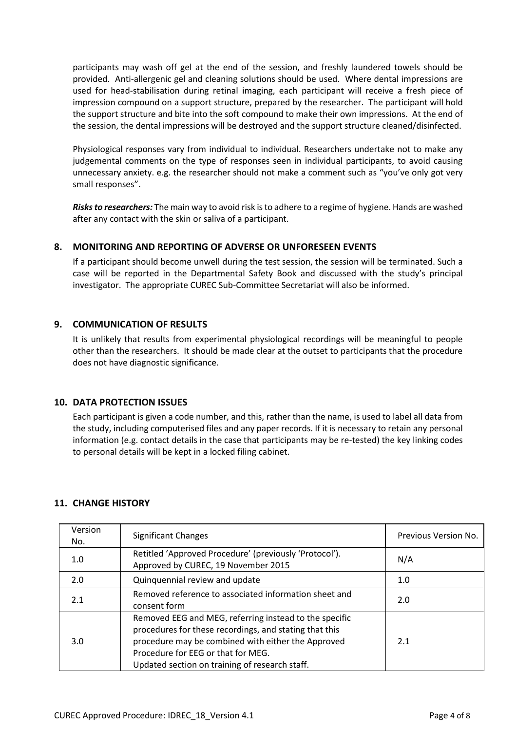participants may wash off gel at the end of the session, and freshly laundered towels should be provided. Anti-allergenic gel and cleaning solutions should be used. Where dental impressions are used for head-stabilisation during retinal imaging, each participant will receive a fresh piece of impression compound on a support structure, prepared by the researcher. The participant will hold the support structure and bite into the soft compound to make their own impressions. At the end of the session, the dental impressions will be destroyed and the support structure cleaned/disinfected.

Physiological responses vary from individual to individual. Researchers undertake not to make any judgemental comments on the type of responses seen in individual participants, to avoid causing unnecessary anxiety. e.g. the researcher should not make a comment such as "you've only got very small responses".

***Risks to researchers:*** The main way to avoid risk is to adhere to a regime of hygiene. Hands are washed after any contact with the skin or saliva of a participant.

## 8. MONITORING AND REPORTING OF ADVERSE OR UNFORESEEN EVENTS

If a participant should become unwell during the test session, the session will be terminated. Such a case will be reported in the Departmental Safety Book and discussed with the study's principal investigator. The appropriate CUREC Sub-Committee Secretariat will also be informed.

## 9. COMMUNICATION OF RESULTS

It is unlikely that results from experimental physiological recordings will be meaningful to people other than the researchers. It should be made clear at the outset to participants that the procedure does not have diagnostic significance.

## 10. DATA PROTECTION ISSUES

Each participant is given a code number, and this, rather than the name, is used to label all data from the study, including computerised files and any paper records. If it is necessary to retain any personal information (e.g. contact details in the case that participants may be re-tested) the key linking codes to personal details will be kept in a locked filing cabinet.

## 11. CHANGE HISTORY

| Version No. | Significant Changes | Previous Version No. |
|---|---|---|
| 1.0 | Retitled 'Approved Procedure' (previously 'Protocol'). Approved by CUREC, 19 November 2015 | N/A |
| 2.0 | Quinquennial review and update | 1.0 |
| 2.1 | Removed reference to associated information sheet and consent form | 2.0 |
| 3.0 | Removed EEG and MEG, referring instead to the specific procedures for these recordings, and stating that this procedure may be combined with either the Approved Procedure for EEG or that for MEG. Updated section on training of research staff. | 2.1 |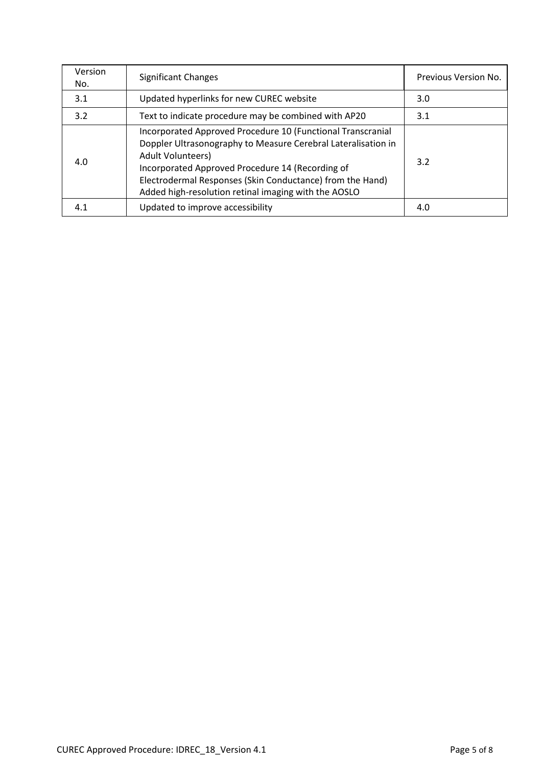| Version No. | Significant Changes | Previous Version No. |
| --- | --- | --- |
| 3.1 | Updated hyperlinks for new CUREC website | 3.0 |
| 3.2 | Text to indicate procedure may be combined with AP20 | 3.1 |
| 4.0 | Incorporated Approved Procedure 10 (Functional Transcranial Doppler Ultrasonography to Measure Cerebral Lateralisation in Adult Volunteers)<br>Incorporated Approved Procedure 14 (Recording of Electrodermal Responses (Skin Conductance) from the Hand)<br>Added high-resolution retinal imaging with the AOSLO | 3.2 |
| 4.1 | Updated to improve accessibility | 4.0 |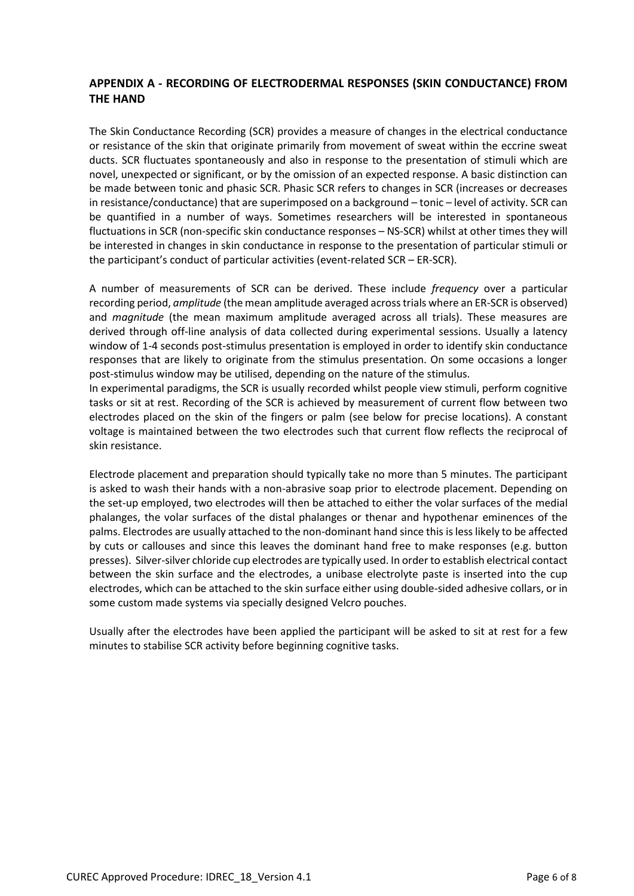## APPENDIX A - RECORDING OF ELECTRODERMAL RESPONSES (SKIN CONDUCTANCE) FROM THE HAND

The Skin Conductance Recording (SCR) provides a measure of changes in the electrical conductance or resistance of the skin that originate primarily from movement of sweat within the eccrine sweat ducts. SCR fluctuates spontaneously and also in response to the presentation of stimuli which are novel, unexpected or significant, or by the omission of an expected response. A basic distinction can be made between tonic and phasic SCR. Phasic SCR refers to changes in SCR (increases or decreases in resistance/conductance) that are superimposed on a background – tonic – level of activity. SCR can be quantified in a number of ways. Sometimes researchers will be interested in spontaneous fluctuations in SCR (non-specific skin conductance responses – NS-SCR) whilst at other times they will be interested in changes in skin conductance in response to the presentation of particular stimuli or the participant's conduct of particular activities (event-related SCR – ER-SCR).

A number of measurements of SCR can be derived. These include *frequency* over a particular recording period, *amplitude* (the mean amplitude averaged across trials where an ER-SCR is observed) and *magnitude* (the mean maximum amplitude averaged across all trials). These measures are derived through off-line analysis of data collected during experimental sessions. Usually a latency window of 1-4 seconds post-stimulus presentation is employed in order to identify skin conductance responses that are likely to originate from the stimulus presentation. On some occasions a longer post-stimulus window may be utilised, depending on the nature of the stimulus.

In experimental paradigms, the SCR is usually recorded whilst people view stimuli, perform cognitive tasks or sit at rest. Recording of the SCR is achieved by measurement of current flow between two electrodes placed on the skin of the fingers or palm (see below for precise locations). A constant voltage is maintained between the two electrodes such that current flow reflects the reciprocal of skin resistance.

Electrode placement and preparation should typically take no more than 5 minutes. The participant is asked to wash their hands with a non-abrasive soap prior to electrode placement. Depending on the set-up employed, two electrodes will then be attached to either the volar surfaces of the medial phalanges, the volar surfaces of the distal phalanges or thenar and hypothenar eminences of the palms. Electrodes are usually attached to the non-dominant hand since this is less likely to be affected by cuts or callouses and since this leaves the dominant hand free to make responses (e.g. button presses). Silver-silver chloride cup electrodes are typically used. In order to establish electrical contact between the skin surface and the electrodes, a unibase electrolyte paste is inserted into the cup electrodes, which can be attached to the skin surface either using double-sided adhesive collars, or in some custom made systems via specially designed Velcro pouches.

Usually after the electrodes have been applied the participant will be asked to sit at rest for a few minutes to stabilise SCR activity before beginning cognitive tasks.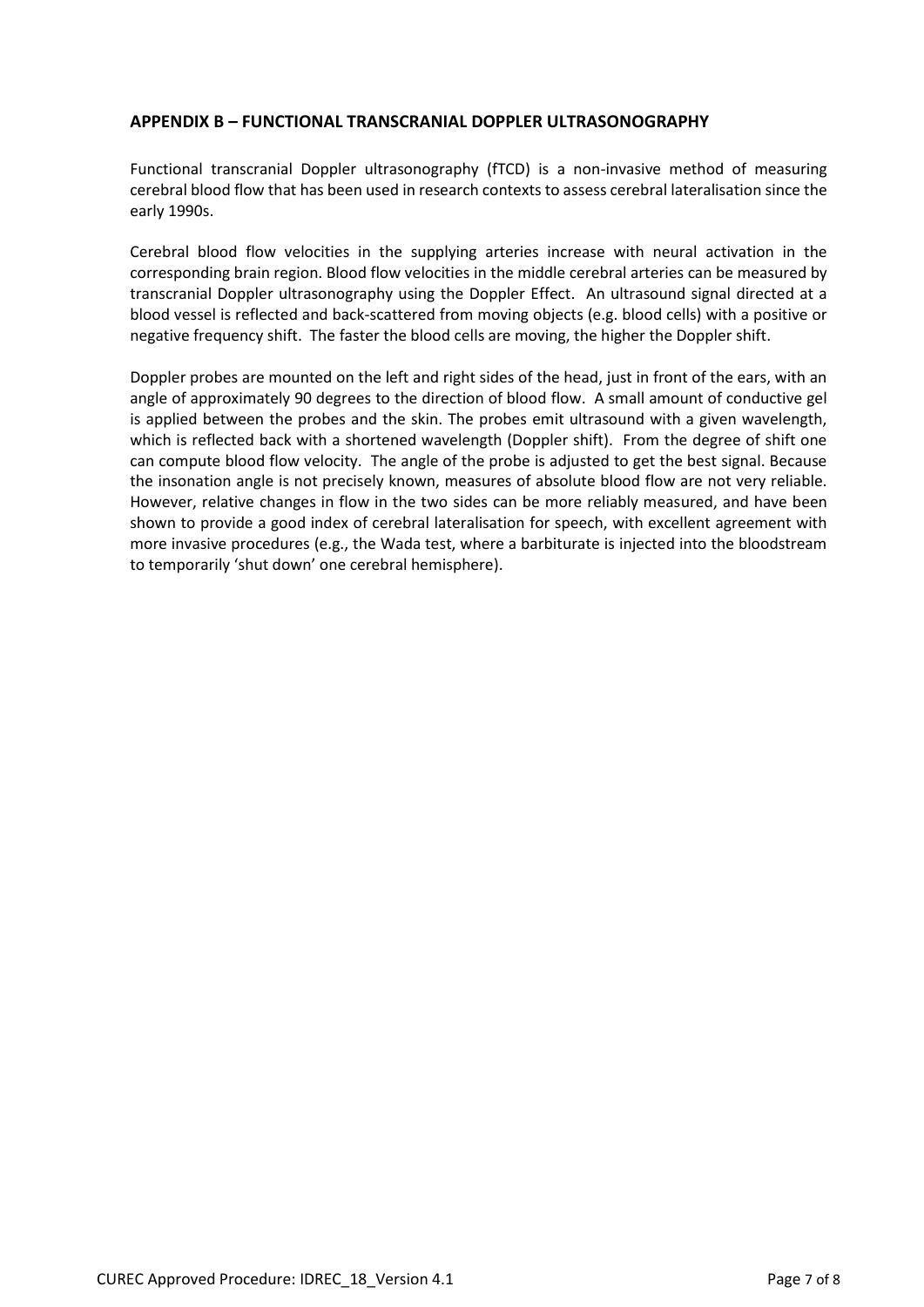## APPENDIX B – FUNCTIONAL TRANSCRANIAL DOPPLER ULTRASONOGRAPHY

Functional transcranial Doppler ultrasonography (fTCD) is a non-invasive method of measuring cerebral blood flow that has been used in research contexts to assess cerebral lateralisation since the early 1990s.

Cerebral blood flow velocities in the supplying arteries increase with neural activation in the corresponding brain region. Blood flow velocities in the middle cerebral arteries can be measured by transcranial Doppler ultrasonography using the Doppler Effect. An ultrasound signal directed at a blood vessel is reflected and back-scattered from moving objects (e.g. blood cells) with a positive or negative frequency shift. The faster the blood cells are moving, the higher the Doppler shift.

Doppler probes are mounted on the left and right sides of the head, just in front of the ears, with an angle of approximately 90 degrees to the direction of blood flow. A small amount of conductive gel is applied between the probes and the skin. The probes emit ultrasound with a given wavelength, which is reflected back with a shortened wavelength (Doppler shift). From the degree of shift one can compute blood flow velocity. The angle of the probe is adjusted to get the best signal. Because the insonation angle is not precisely known, measures of absolute blood flow are not very reliable. However, relative changes in flow in the two sides can be more reliably measured, and have been shown to provide a good index of cerebral lateralisation for speech, with excellent agreement with more invasive procedures (e.g., the Wada test, where a barbiturate is injected into the bloodstream to temporarily 'shut down' one cerebral hemisphere).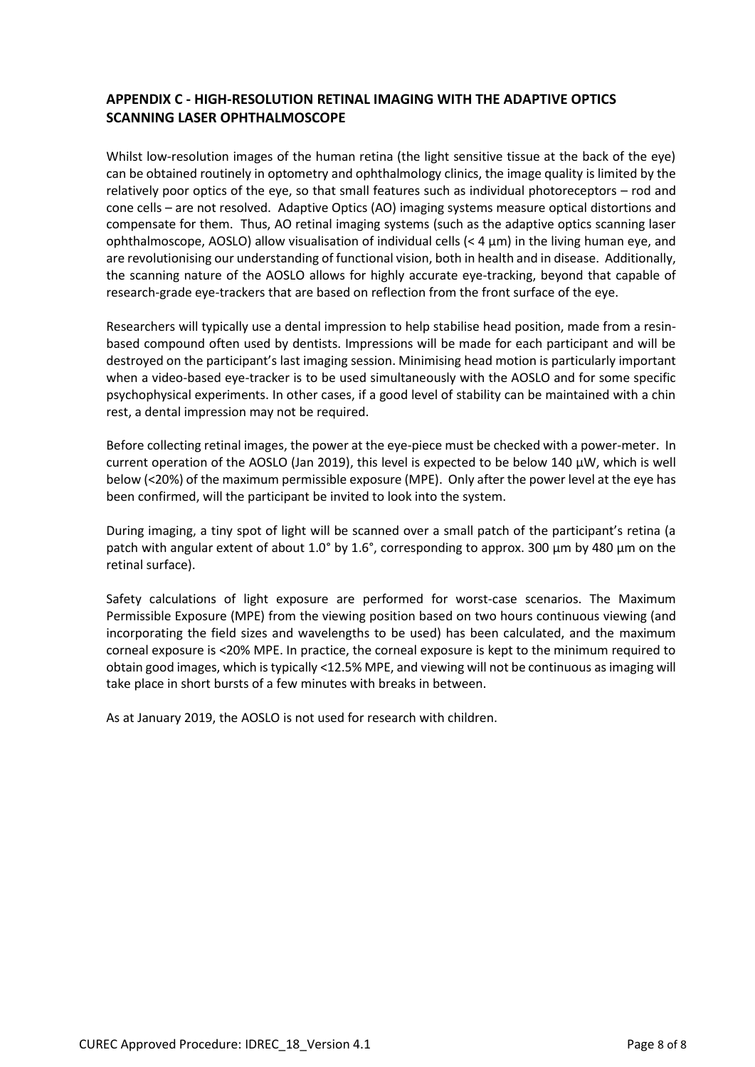## APPENDIX C - HIGH-RESOLUTION RETINAL IMAGING WITH THE ADAPTIVE OPTICS SCANNING LASER OPHTHALMOSCOPE

Whilst low-resolution images of the human retina (the light sensitive tissue at the back of the eye) can be obtained routinely in optometry and ophthalmology clinics, the image quality is limited by the relatively poor optics of the eye, so that small features such as individual photoreceptors – rod and cone cells – are not resolved. Adaptive Optics (AO) imaging systems measure optical distortions and compensate for them. Thus, AO retinal imaging systems (such as the adaptive optics scanning laser ophthalmoscope, AOSLO) allow visualisation of individual cells (< 4 µm) in the living human eye, and are revolutionising our understanding of functional vision, both in health and in disease. Additionally, the scanning nature of the AOSLO allows for highly accurate eye-tracking, beyond that capable of research-grade eye-trackers that are based on reflection from the front surface of the eye.

Researchers will typically use a dental impression to help stabilise head position, made from a resin-based compound often used by dentists. Impressions will be made for each participant and will be destroyed on the participant's last imaging session. Minimising head motion is particularly important when a video-based eye-tracker is to be used simultaneously with the AOSLO and for some specific psychophysical experiments. In other cases, if a good level of stability can be maintained with a chin rest, a dental impression may not be required.

Before collecting retinal images, the power at the eye-piece must be checked with a power-meter. In current operation of the AOSLO (Jan 2019), this level is expected to be below 140 µW, which is well below (<20%) of the maximum permissible exposure (MPE). Only after the power level at the eye has been confirmed, will the participant be invited to look into the system.

During imaging, a tiny spot of light will be scanned over a small patch of the participant's retina (a patch with angular extent of about 1.0° by 1.6°, corresponding to approx. 300 µm by 480 µm on the retinal surface).

Safety calculations of light exposure are performed for worst-case scenarios. The Maximum Permissible Exposure (MPE) from the viewing position based on two hours continuous viewing (and incorporating the field sizes and wavelengths to be used) has been calculated, and the maximum corneal exposure is <20% MPE. In practice, the corneal exposure is kept to the minimum required to obtain good images, which is typically <12.5% MPE, and viewing will not be continuous as imaging will take place in short bursts of a few minutes with breaks in between.

As at January 2019, the AOSLO is not used for research with children.